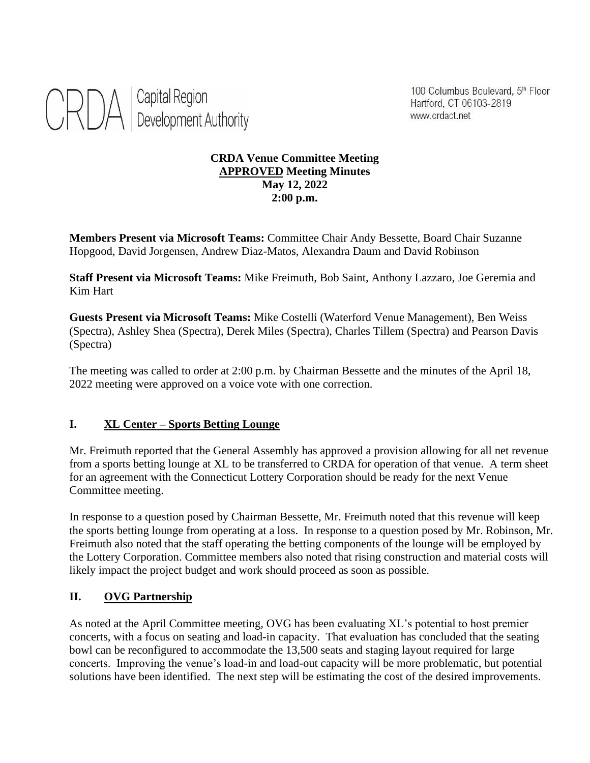CRDA | Capital Region Development Authority

100 Columbus Boulevard, 5th Floor
Hartford, CT 06103-2819
www.crdact.net

**CRDA Venue Committee Meeting**
**APPROVED Meeting Minutes**
**May 12, 2022**
**2:00 p.m.**

**Members Present via Microsoft Teams:** Committee Chair Andy Bessette, Board Chair Suzanne Hopgood, David Jorgensen, Andrew Diaz-Matos, Alexandra Daum and David Robinson

**Staff Present via Microsoft Teams:** Mike Freimuth, Bob Saint, Anthony Lazzaro, Joe Geremia and Kim Hart

**Guests Present via Microsoft Teams:** Mike Costelli (Waterford Venue Management), Ben Weiss (Spectra), Ashley Shea (Spectra), Derek Miles (Spectra), Charles Tillem (Spectra) and Pearson Davis (Spectra)

The meeting was called to order at 2:00 p.m. by Chairman Bessette and the minutes of the April 18, 2022 meeting were approved on a voice vote with one correction.

## I. XL Center – Sports Betting Lounge

Mr. Freimuth reported that the General Assembly has approved a provision allowing for all net revenue from a sports betting lounge at XL to be transferred to CRDA for operation of that venue. A term sheet for an agreement with the Connecticut Lottery Corporation should be ready for the next Venue Committee meeting.

In response to a question posed by Chairman Bessette, Mr. Freimuth noted that this revenue will keep the sports betting lounge from operating at a loss. In response to a question posed by Mr. Robinson, Mr. Freimuth also noted that the staff operating the betting components of the lounge will be employed by the Lottery Corporation. Committee members also noted that rising construction and material costs will likely impact the project budget and work should proceed as soon as possible.

## II. OVG Partnership

As noted at the April Committee meeting, OVG has been evaluating XL's potential to host premier concerts, with a focus on seating and load-in capacity. That evaluation has concluded that the seating bowl can be reconfigured to accommodate the 13,500 seats and staging layout required for large concerts. Improving the venue's load-in and load-out capacity will be more problematic, but potential solutions have been identified. The next step will be estimating the cost of the desired improvements.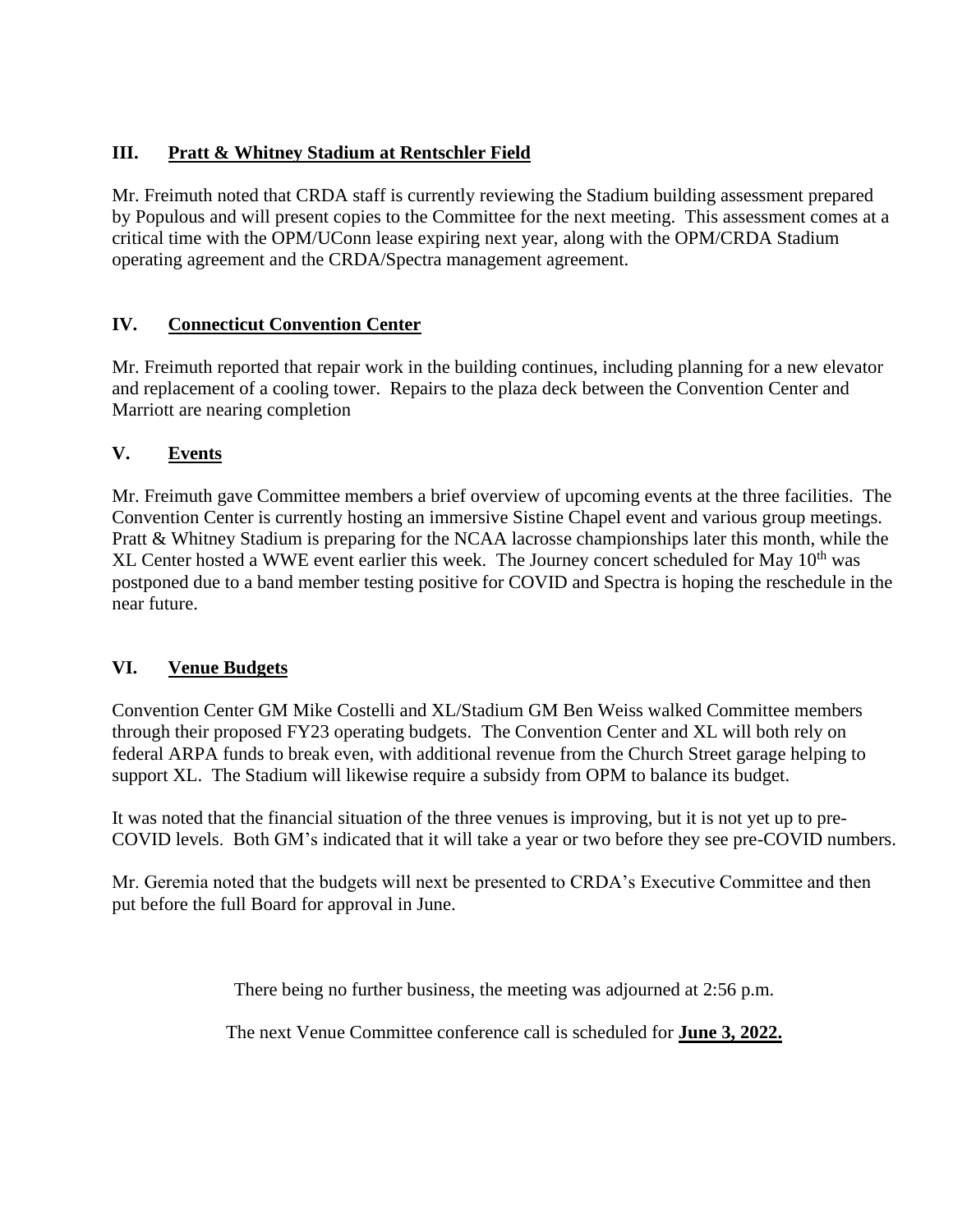## III. Pratt & Whitney Stadium at Rentschler Field

Mr. Freimuth noted that CRDA staff is currently reviewing the Stadium building assessment prepared by Populous and will present copies to the Committee for the next meeting. This assessment comes at a critical time with the OPM/UConn lease expiring next year, along with the OPM/CRDA Stadium operating agreement and the CRDA/Spectra management agreement.

## IV. Connecticut Convention Center

Mr. Freimuth reported that repair work in the building continues, including planning for a new elevator and replacement of a cooling tower. Repairs to the plaza deck between the Convention Center and Marriott are nearing completion

## V. Events

Mr. Freimuth gave Committee members a brief overview of upcoming events at the three facilities. The Convention Center is currently hosting an immersive Sistine Chapel event and various group meetings. Pratt & Whitney Stadium is preparing for the NCAA lacrosse championships later this month, while the XL Center hosted a WWE event earlier this week. The Journey concert scheduled for May 10th was postponed due to a band member testing positive for COVID and Spectra is hoping the reschedule in the near future.

## VI. Venue Budgets

Convention Center GM Mike Costelli and XL/Stadium GM Ben Weiss walked Committee members through their proposed FY23 operating budgets. The Convention Center and XL will both rely on federal ARPA funds to break even, with additional revenue from the Church Street garage helping to support XL. The Stadium will likewise require a subsidy from OPM to balance its budget.

It was noted that the financial situation of the three venues is improving, but it is not yet up to pre-COVID levels. Both GM's indicated that it will take a year or two before they see pre-COVID numbers.

Mr. Geremia noted that the budgets will next be presented to CRDA's Executive Committee and then put before the full Board for approval in June.

There being no further business, the meeting was adjourned at 2:56 p.m.

The next Venue Committee conference call is scheduled for **June 3, 2022.**